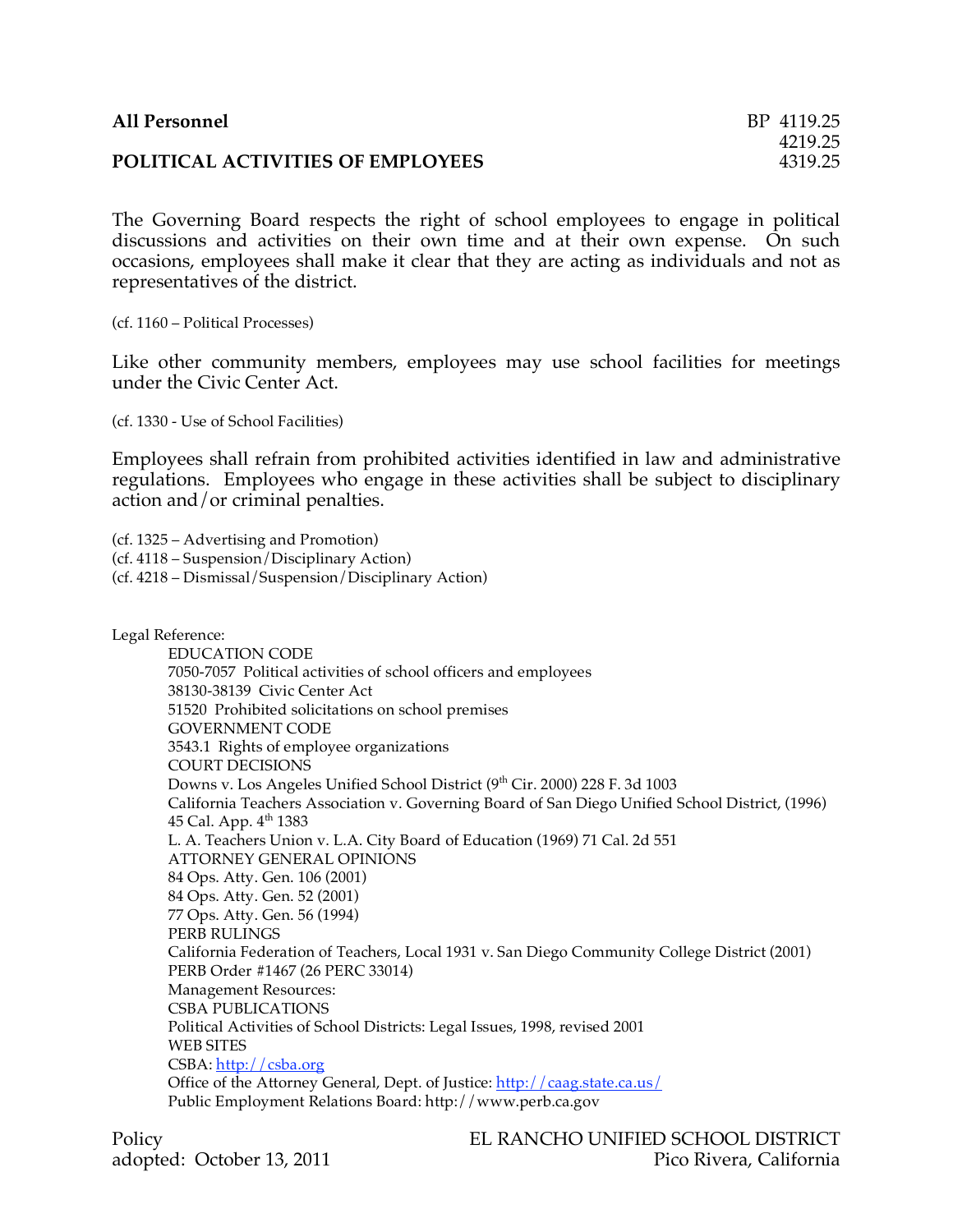**All Personnel** BP 4119.25
4219.25
4319.25

# POLITICAL ACTIVITIES OF EMPLOYEES

The Governing Board respects the right of school employees to engage in political discussions and activities on their own time and at their own expense. On such occasions, employees shall make it clear that they are acting as individuals and not as representatives of the district.

(cf. 1160 – Political Processes)

Like other community members, employees may use school facilities for meetings under the Civic Center Act.

(cf. 1330 - Use of School Facilities)

Employees shall refrain from prohibited activities identified in law and administrative regulations. Employees who engage in these activities shall be subject to disciplinary action and/or criminal penalties.

(cf. 1325 – Advertising and Promotion)
(cf. 4118 – Suspension/Disciplinary Action)
(cf. 4218 – Dismissal/Suspension/Disciplinary Action)

Legal Reference:

EDUCATION CODE
7050-7057 Political activities of school officers and employees
38130-38139 Civic Center Act
51520 Prohibited solicitations on school premises
GOVERNMENT CODE
3543.1 Rights of employee organizations
COURT DECISIONS
Downs v. Los Angeles Unified School District (9th Cir. 2000) 228 F. 3d 1003
California Teachers Association v. Governing Board of San Diego Unified School District, (1996) 45 Cal. App. 4th 1383
L. A. Teachers Union v. L.A. City Board of Education (1969) 71 Cal. 2d 551
ATTORNEY GENERAL OPINIONS
84 Ops. Atty. Gen. 106 (2001)
84 Ops. Atty. Gen. 52 (2001)
77 Ops. Atty. Gen. 56 (1994)
PERB RULINGS
California Federation of Teachers, Local 1931 v. San Diego Community College District (2001) PERB Order #1467 (26 PERC 33014)
Management Resources:
CSBA PUBLICATIONS
Political Activities of School Districts: Legal Issues, 1998, revised 2001
WEB SITES
CSBA: http://csba.org
Office of the Attorney General, Dept. of Justice: http://caag.state.ca.us/
Public Employment Relations Board: http://www.perb.ca.gov

Policy
adopted: October 13, 2011

EL RANCHO UNIFIED SCHOOL DISTRICT
Pico Rivera, California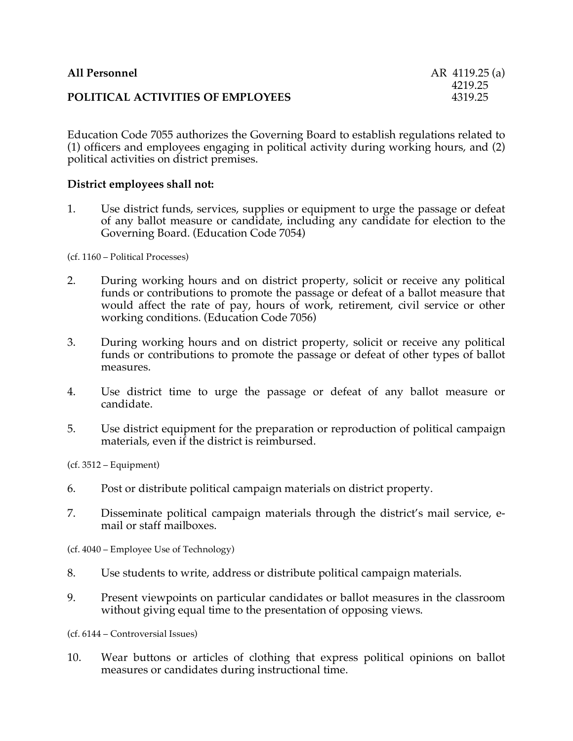**All Personnel** AR 4119.25 (a)
4219.25
**POLITICAL ACTIVITIES OF EMPLOYEES** 4319.25

Education Code 7055 authorizes the Governing Board to establish regulations related to (1) officers and employees engaging in political activity during working hours, and (2) political activities on district premises.

**District employees shall not:**

1. Use district funds, services, supplies or equipment to urge the passage or defeat of any ballot measure or candidate, including any candidate for election to the Governing Board. (Education Code 7054)

(cf. 1160 – Political Processes)

2. During working hours and on district property, solicit or receive any political funds or contributions to promote the passage or defeat of a ballot measure that would affect the rate of pay, hours of work, retirement, civil service or other working conditions. (Education Code 7056)

3. During working hours and on district property, solicit or receive any political funds or contributions to promote the passage or defeat of other types of ballot measures.

4. Use district time to urge the passage or defeat of any ballot measure or candidate.

5. Use district equipment for the preparation or reproduction of political campaign materials, even if the district is reimbursed.

(cf. 3512 – Equipment)

6. Post or distribute political campaign materials on district property.

7. Disseminate political campaign materials through the district's mail service, e-mail or staff mailboxes.

(cf. 4040 – Employee Use of Technology)

8. Use students to write, address or distribute political campaign materials.

9. Present viewpoints on particular candidates or ballot measures in the classroom without giving equal time to the presentation of opposing views.

(cf. 6144 – Controversial Issues)

10. Wear buttons or articles of clothing that express political opinions on ballot measures or candidates during instructional time.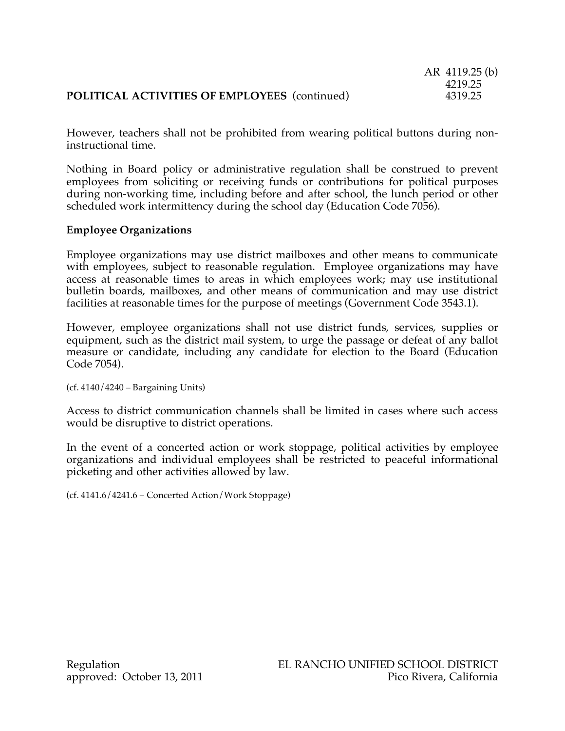However, teachers shall not be prohibited from wearing political buttons during non-instructional time.

Nothing in Board policy or administrative regulation shall be construed to prevent employees from soliciting or receiving funds or contributions for political purposes during non-working time, including before and after school, the lunch period or other scheduled work intermittency during the school day (Education Code 7056).

**Employee Organizations**

Employee organizations may use district mailboxes and other means to communicate with employees, subject to reasonable regulation. Employee organizations may have access at reasonable times to areas in which employees work; may use institutional bulletin boards, mailboxes, and other means of communication and may use district facilities at reasonable times for the purpose of meetings (Government Code 3543.1).

However, employee organizations shall not use district funds, services, supplies or equipment, such as the district mail system, to urge the passage or defeat of any ballot measure or candidate, including any candidate for election to the Board (Education Code 7054).

(cf. 4140/4240 – Bargaining Units)

Access to district communication channels shall be limited in cases where such access would be disruptive to district operations.

In the event of a concerted action or work stoppage, political activities by employee organizations and individual employees shall be restricted to peaceful informational picketing and other activities allowed by law.

(cf. 4141.6/4241.6 – Concerted Action/Work Stoppage)

Regulation
approved: October 13, 2011

EL RANCHO UNIFIED SCHOOL DISTRICT
Pico Rivera, California